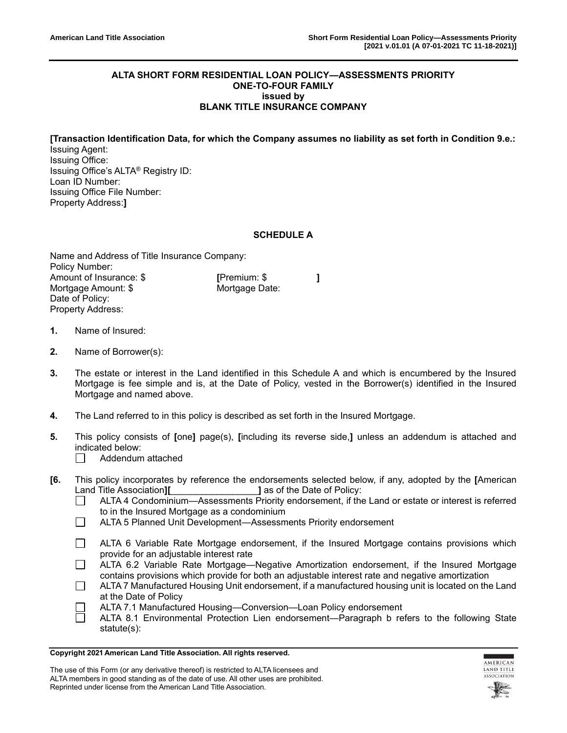**ALTA SHORT FORM RESIDENTIAL LOAN POLICY—ASSESSMENTS PRIORITY**
**ONE-TO-FOUR FAMILY**
**issued by**
**BLANK TITLE INSURANCE COMPANY**

**[Transaction Identification Data, for which the Company assumes no liability as set forth in Condition 9.e.:**
Issuing Agent:
Issuing Office:
Issuing Office's ALTA® Registry ID:
Loan ID Number:
Issuing Office File Number:
Property Address:**]**

## SCHEDULE A

Name and Address of Title Insurance Company:
Policy Number:
Amount of Insurance: $ **[**Premium: $ **]**
Mortgage Amount: $ Mortgage Date:
Date of Policy:
Property Address:

**1.** Name of Insured:

**2.** Name of Borrower(s):

**3.** The estate or interest in the Land identified in this Schedule A and which is encumbered by the Insured Mortgage is fee simple and is, at the Date of Policy, vested in the Borrower(s) identified in the Insured Mortgage and named above.

**4.** The Land referred to in this policy is described as set forth in the Insured Mortgage.

**5.** This policy consists of **[**one**]** page(s), **[**including its reverse side,**]** unless an addendum is attached and indicated below:
- ☐ Addendum attached

**[6.** This policy incorporates by reference the endorsements selected below, if any, adopted by the **[**American Land Title Association**][**_________________**]** as of the Date of Policy:
- ☐ ALTA 4 Condominium—Assessments Priority endorsement, if the Land or estate or interest is referred to in the Insured Mortgage as a condominium
- ☐ ALTA 5 Planned Unit Development—Assessments Priority endorsement
- ☐ ALTA 6 Variable Rate Mortgage endorsement, if the Insured Mortgage contains provisions which provide for an adjustable interest rate
- ☐ ALTA 6.2 Variable Rate Mortgage—Negative Amortization endorsement, if the Insured Mortgage contains provisions which provide for both an adjustable interest rate and negative amortization
- ☐ ALTA 7 Manufactured Housing Unit endorsement, if a manufactured housing unit is located on the Land at the Date of Policy
- ☐ ALTA 7.1 Manufactured Housing—Conversion—Loan Policy endorsement
- ☐ ALTA 8.1 Environmental Protection Lien endorsement—Paragraph b refers to the following State statute(s):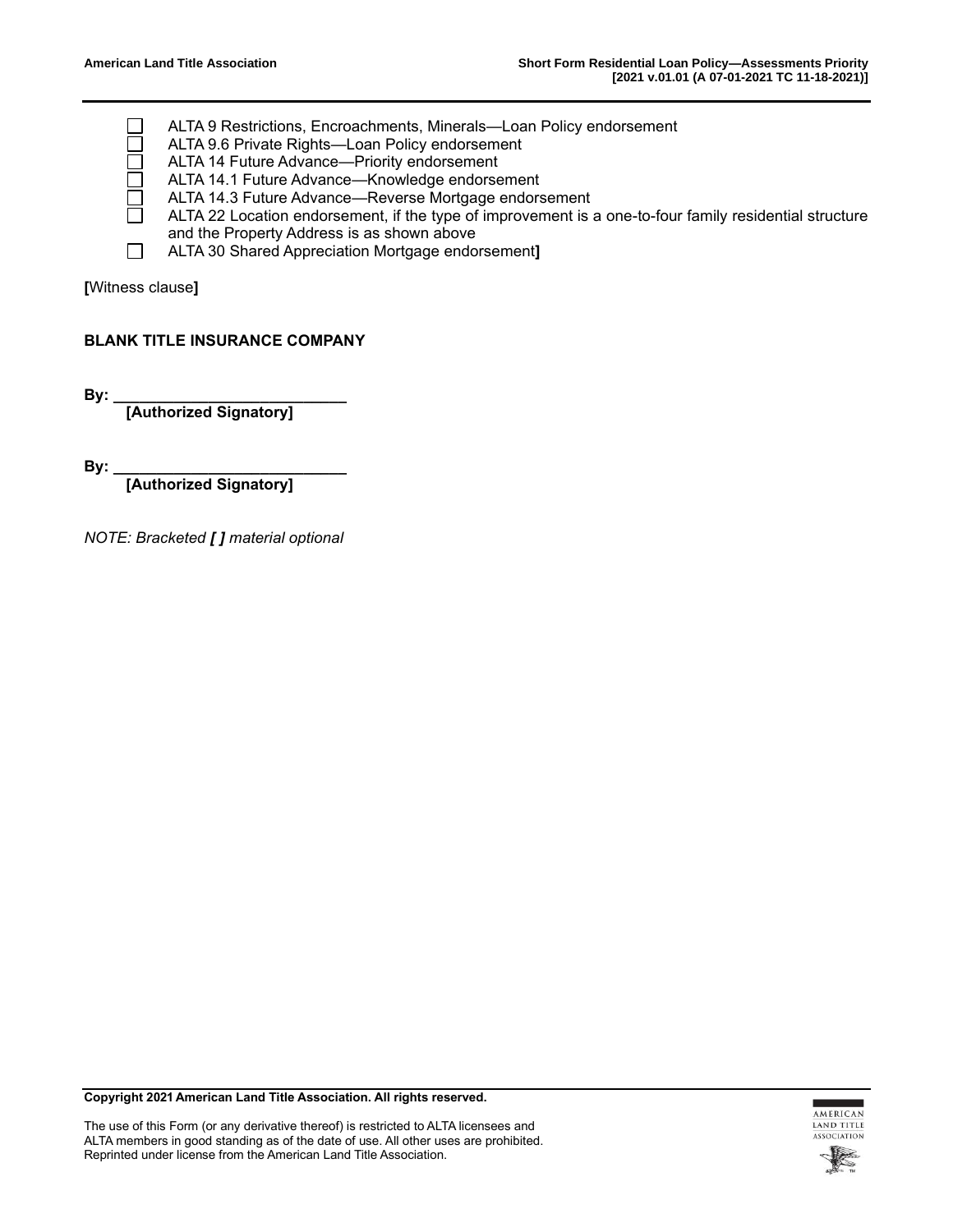- [ ] ALTA 9 Restrictions, Encroachments, Minerals—Loan Policy endorsement
- [ ] ALTA 9.6 Private Rights—Loan Policy endorsement
- [ ] ALTA 14 Future Advance—Priority endorsement
- [ ] ALTA 14.1 Future Advance—Knowledge endorsement
- [ ] ALTA 14.3 Future Advance—Reverse Mortgage endorsement
- [ ] ALTA 22 Location endorsement, if the type of improvement is a one-to-four family residential structure and the Property Address is as shown above
- [ ] ALTA 30 Shared Appreciation Mortgage endorsement**]**

**[**Witness clause**]**

**BLANK TITLE INSURANCE COMPANY**

**By: ___________________________**
**[Authorized Signatory]**

**By: ___________________________**
**[Authorized Signatory]**

*NOTE: Bracketed **[ ]** material optional*

**Copyright 2021 American Land Title Association. All rights reserved.**

The use of this Form (or any derivative thereof) is restricted to ALTA licensees and ALTA members in good standing as of the date of use. All other uses are prohibited. Reprinted under license from the American Land Title Association.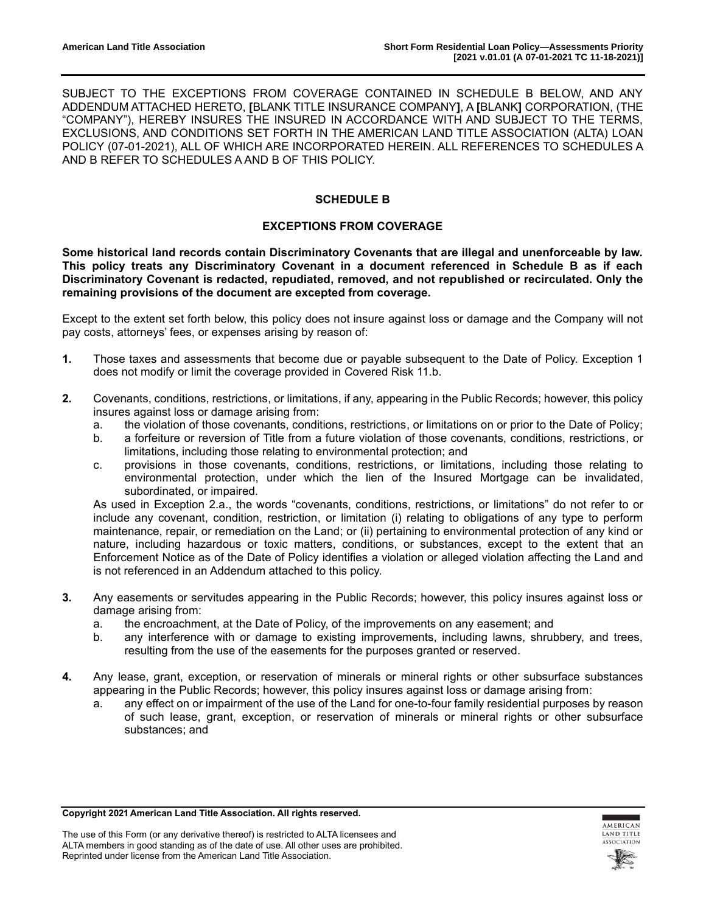SUBJECT TO THE EXCEPTIONS FROM COVERAGE CONTAINED IN SCHEDULE B BELOW, AND ANY ADDENDUM ATTACHED HERETO, **[**BLANK TITLE INSURANCE COMPANY**]**, A **[**BLANK**]** CORPORATION, (THE "COMPANY"), HEREBY INSURES THE INSURED IN ACCORDANCE WITH AND SUBJECT TO THE TERMS, EXCLUSIONS, AND CONDITIONS SET FORTH IN THE AMERICAN LAND TITLE ASSOCIATION (ALTA) LOAN POLICY (07-01-2021), ALL OF WHICH ARE INCORPORATED HEREIN. ALL REFERENCES TO SCHEDULES A AND B REFER TO SCHEDULES A AND B OF THIS POLICY.

## SCHEDULE B

## EXCEPTIONS FROM COVERAGE

**Some historical land records contain Discriminatory Covenants that are illegal and unenforceable by law. This policy treats any Discriminatory Covenant in a document referenced in Schedule B as if each Discriminatory Covenant is redacted, repudiated, removed, and not republished or recirculated. Only the remaining provisions of the document are excepted from coverage.**

Except to the extent set forth below, this policy does not insure against loss or damage and the Company will not pay costs, attorneys' fees, or expenses arising by reason of:

**1.** Those taxes and assessments that become due or payable subsequent to the Date of Policy. Exception 1 does not modify or limit the coverage provided in Covered Risk 11.b.

**2.** Covenants, conditions, restrictions, or limitations, if any, appearing in the Public Records; however, this policy insures against loss or damage arising from:
   a. the violation of those covenants, conditions, restrictions, or limitations on or prior to the Date of Policy;
   b. a forfeiture or reversion of Title from a future violation of those covenants, conditions, restrictions, or limitations, including those relating to environmental protection; and
   c. provisions in those covenants, conditions, restrictions, or limitations, including those relating to environmental protection, under which the lien of the Insured Mortgage can be invalidated, subordinated, or impaired.

   As used in Exception 2.a., the words "covenants, conditions, restrictions, or limitations" do not refer to or include any covenant, condition, restriction, or limitation (i) relating to obligations of any type to perform maintenance, repair, or remediation on the Land; or (ii) pertaining to environmental protection of any kind or nature, including hazardous or toxic matters, conditions, or substances, except to the extent that an Enforcement Notice as of the Date of Policy identifies a violation or alleged violation affecting the Land and is not referenced in an Addendum attached to this policy.

**3.** Any easements or servitudes appearing in the Public Records; however, this policy insures against loss or damage arising from:
   a. the encroachment, at the Date of Policy, of the improvements on any easement; and
   b. any interference with or damage to existing improvements, including lawns, shrubbery, and trees, resulting from the use of the easements for the purposes granted or reserved.

**4.** Any lease, grant, exception, or reservation of minerals or mineral rights or other subsurface substances appearing in the Public Records; however, this policy insures against loss or damage arising from:
   a. any effect on or impairment of the use of the Land for one-to-four family residential purposes by reason of such lease, grant, exception, or reservation of minerals or mineral rights or other subsurface substances; and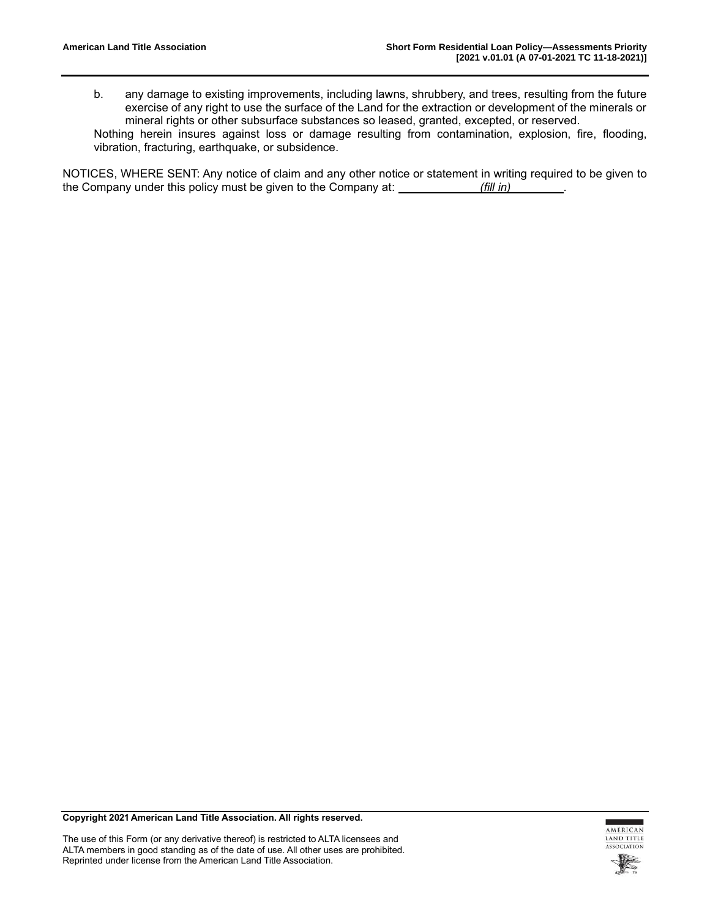b. any damage to existing improvements, including lawns, shrubbery, and trees, resulting from the future exercise of any right to use the surface of the Land for the extraction or development of the minerals or mineral rights or other subsurface substances so leased, granted, excepted, or reserved.

Nothing herein insures against loss or damage resulting from contamination, explosion, fire, flooding, vibration, fracturing, earthquake, or subsidence.

NOTICES, WHERE SENT: Any notice of claim and any other notice or statement in writing required to be given to the Company under this policy must be given to the Company at: _____________*(fill in)*_________.

**Copyright 2021 American Land Title Association. All rights reserved.**

The use of this Form (or any derivative thereof) is restricted to ALTA licensees and ALTA members in good standing as of the date of use. All other uses are prohibited. Reprinted under license from the American Land Title Association.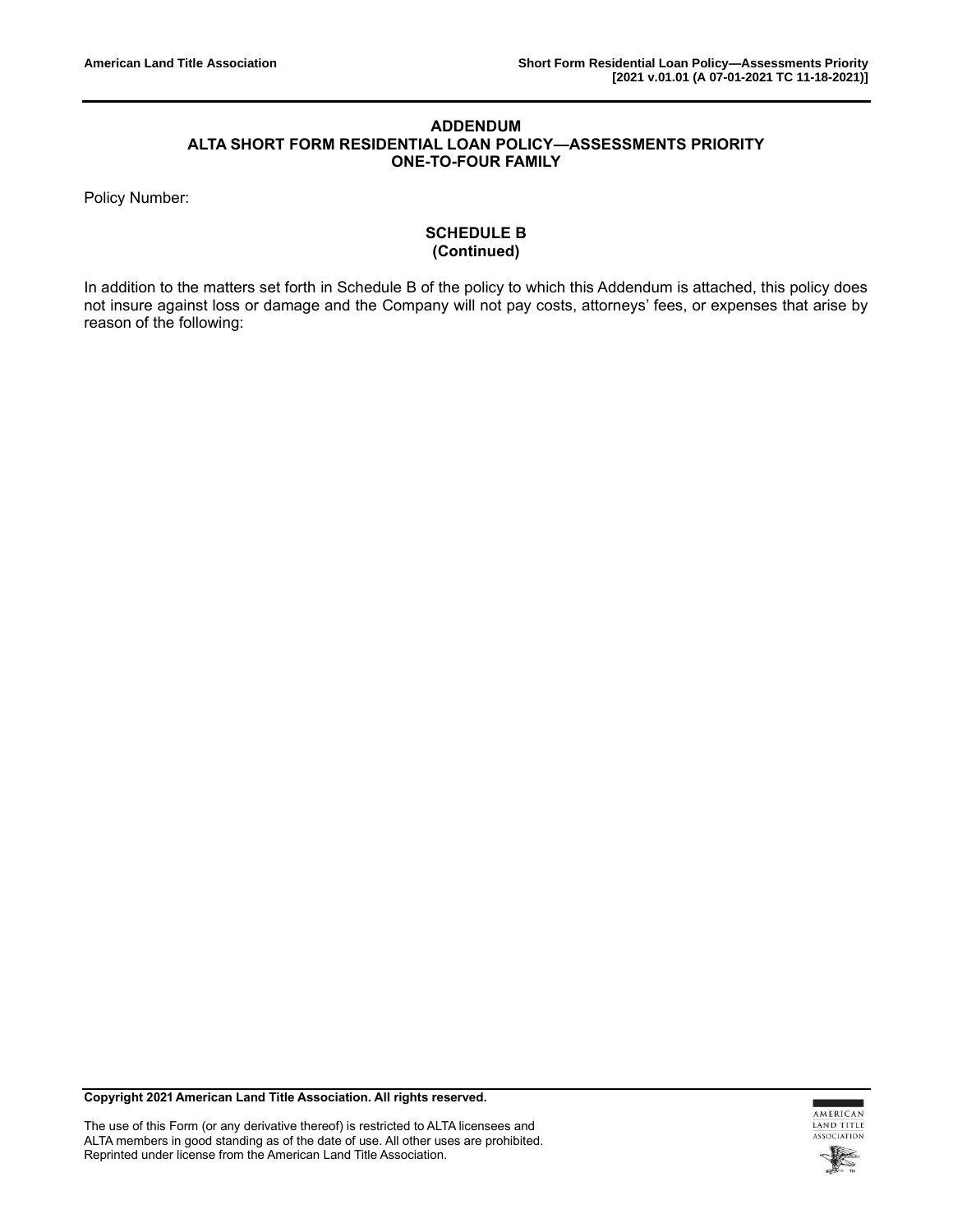## ADDENDUM
## ALTA SHORT FORM RESIDENTIAL LOAN POLICY—ASSESSMENTS PRIORITY
## ONE-TO-FOUR FAMILY

Policy Number:

### SCHEDULE B
### (Continued)

In addition to the matters set forth in Schedule B of the policy to which this Addendum is attached, this policy does not insure against loss or damage and the Company will not pay costs, attorneys' fees, or expenses that arise by reason of the following:

**Copyright 2021 American Land Title Association. All rights reserved.**

The use of this Form (or any derivative thereof) is restricted to ALTA licensees and ALTA members in good standing as of the date of use. All other uses are prohibited. Reprinted under license from the American Land Title Association.